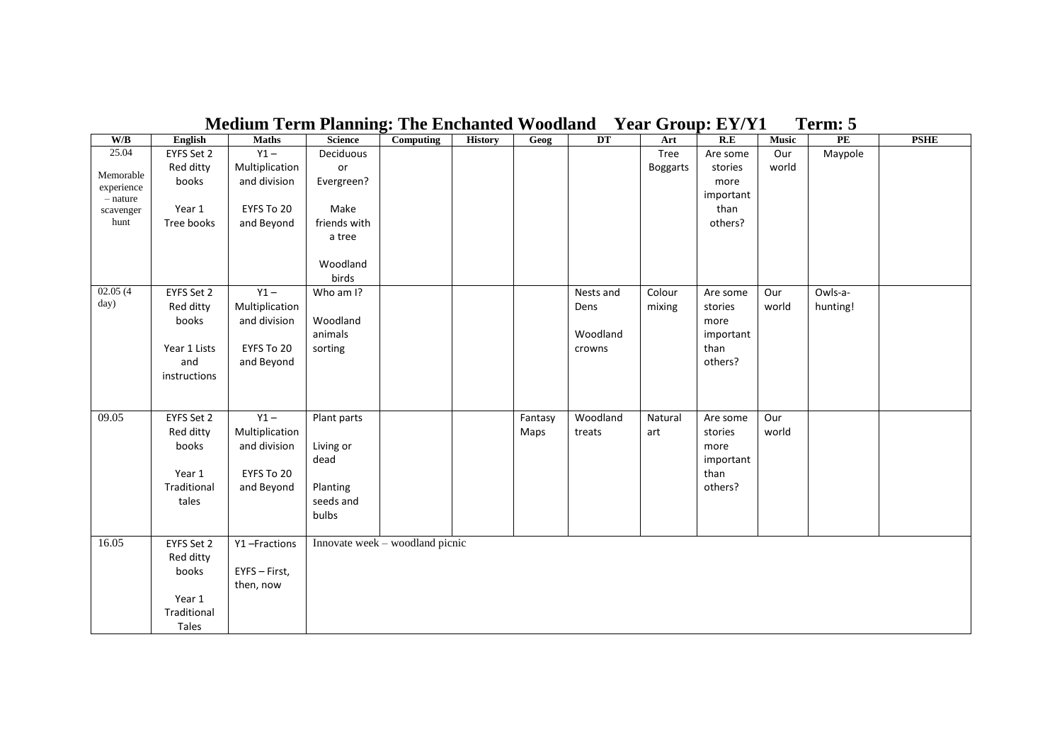# Medium Term Planning: The Enchanted Woodland Year Group: EY/Y1 Term: 5

| W/B | English | Maths | Science | Computing | History | Geog | DT | Art | R.E | Music | PE | PSHE |
|---|---|---|---|---|---|---|---|---|---|---|---|---|
| 25.04 Memorable experience – nature scavenger hunt | EYFS Set 2 Red ditty books Year 1 Tree books | Y1 – Multiplication and division EYFS To 20 and Beyond | Deciduous or Evergreen? Make friends with a tree Woodland birds | | | | | Tree Boggarts | Are some stories more important than others? | Our world | Maypole | |
| 02.05 (4 day) | EYFS Set 2 Red ditty books Year 1 Lists and instructions | Y1 – Multiplication and division EYFS To 20 and Beyond | Who am I? Woodland animals sorting | | | | Nests and Dens Woodland crowns | Colour mixing | Are some stories more important than others? | Our world | Owls-a-hunting! | |
| 09.05 | EYFS Set 2 Red ditty books Year 1 Traditional tales | Y1 – Multiplication and division EYFS To 20 and Beyond | Plant parts Living or dead Planting seeds and bulbs | | | Fantasy Maps | Woodland treats | Natural art | Are some stories more important than others? | Our world | | |
| 16.05 | EYFS Set 2 Red ditty books Year 1 Traditional Tales | Y1 –Fractions EYFS – First, then, now | Innovate week – woodland picnic | | | | | | | | | |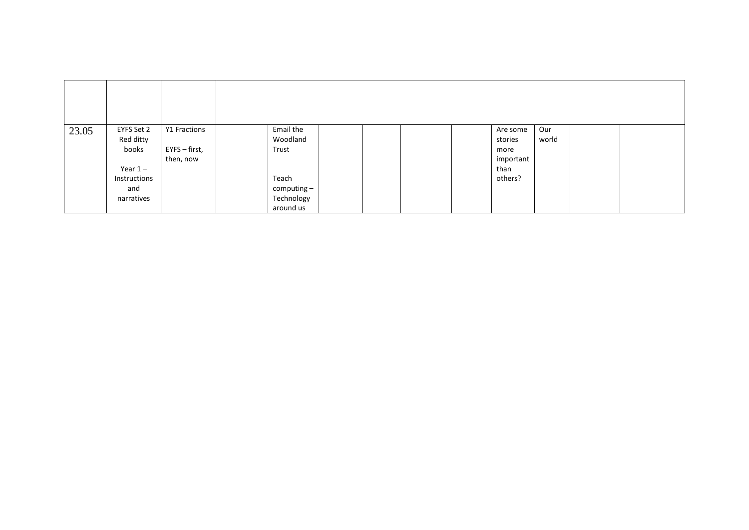| | | | | | | | | | | | | |
|---|---|---|---|---|---|---|---|---|---|---|---|---|
| 23.05 | EYFS Set 2 Red ditty books<br><br>Year 1 – Instructions and narratives | Y1 Fractions<br><br>EYFS – first, then, now | | Email the Woodland Trust<br><br>Teach computing – Technology around us | | | | | Are some stories more important than others? | Our world | | |